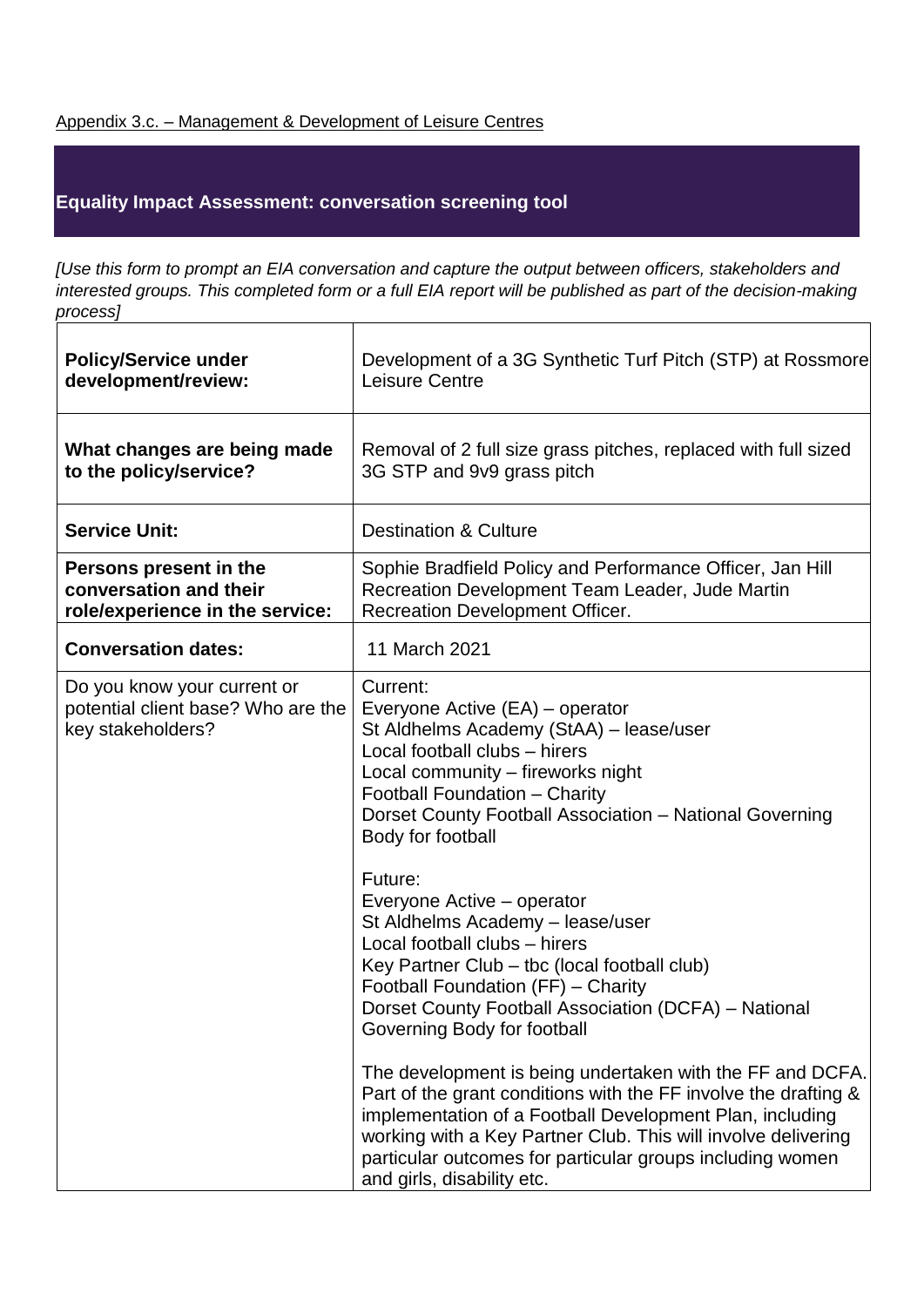Appendix 3.c. – Management & Development of Leisure Centres

## Equality Impact Assessment: conversation screening tool

*[Use this form to prompt an EIA conversation and capture the output between officers, stakeholders and interested groups. This completed form or a full EIA report will be published as part of the decision-making process]*

| | |
|---|---|
| **Policy/Service under development/review:** | Development of a 3G Synthetic Turf Pitch (STP) at Rossmore Leisure Centre |
| **What changes are being made to the policy/service?** | Removal of 2 full size grass pitches, replaced with full sized 3G STP and 9v9 grass pitch |
| **Service Unit:** | Destination & Culture |
| **Persons present in the conversation and their role/experience in the service:** | Sophie Bradfield Policy and Performance Officer, Jan Hill Recreation Development Team Leader, Jude Martin Recreation Development Officer. |
| **Conversation dates:** | 11 March 2021 |
| Do you know your current or potential client base? Who are the key stakeholders? | Current:<br>Everyone Active (EA) – operator<br>St Aldhelms Academy (StAA) – lease/user<br>Local football clubs – hirers<br>Local community – fireworks night<br>Football Foundation – Charity<br>Dorset County Football Association – National Governing Body for football<br><br>Future:<br>Everyone Active – operator<br>St Aldhelms Academy – lease/user<br>Local football clubs – hirers<br>Key Partner Club – tbc (local football club)<br>Football Foundation (FF) – Charity<br>Dorset County Football Association (DCFA) – National Governing Body for football<br><br>The development is being undertaken with the FF and DCFA. Part of the grant conditions with the FF involve the drafting & implementation of a Football Development Plan, including working with a Key Partner Club. This will involve delivering particular outcomes for particular groups including women and girls, disability etc. |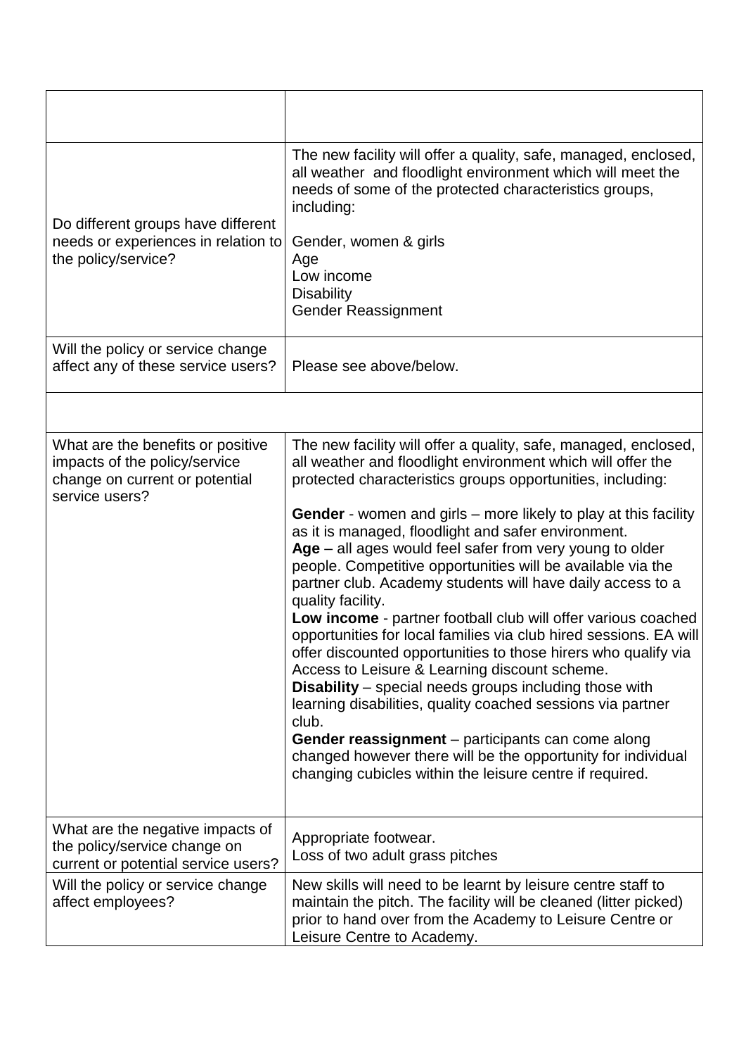| | |
|---|---|
| | |
| Do different groups have different needs or experiences in relation to the policy/service? | The new facility will offer a quality, safe, managed, enclosed, all weather and floodlight environment which will meet the needs of some of the protected characteristics groups, including:<br><br>Gender, women & girls<br>Age<br>Low income<br>Disability<br>Gender Reassignment |
| Will the policy or service change affect any of these service users? | Please see above/below. |
| | |
| What are the benefits or positive impacts of the policy/service change on current or potential service users? | The new facility will offer a quality, safe, managed, enclosed, all weather and floodlight environment which will offer the protected characteristics groups opportunities, including:<br><br>**Gender** - women and girls – more likely to play at this facility as it is managed, floodlight and safer environment.<br>**Age** – all ages would feel safer from very young to older people. Competitive opportunities will be available via the partner club. Academy students will have daily access to a quality facility.<br>**Low income** - partner football club will offer various coached opportunities for local families via club hired sessions. EA will offer discounted opportunities to those hirers who qualify via Access to Leisure & Learning discount scheme.<br>**Disability** – special needs groups including those with learning disabilities, quality coached sessions via partner club.<br>**Gender reassignment** – participants can come along changed however there will be the opportunity for individual changing cubicles within the leisure centre if required. |
| What are the negative impacts of the policy/service change on current or potential service users? | Appropriate footwear.<br>Loss of two adult grass pitches |
| Will the policy or service change affect employees? | New skills will need to be learnt by leisure centre staff to maintain the pitch. The facility will be cleaned (litter picked) prior to hand over from the Academy to Leisure Centre or Leisure Centre to Academy. |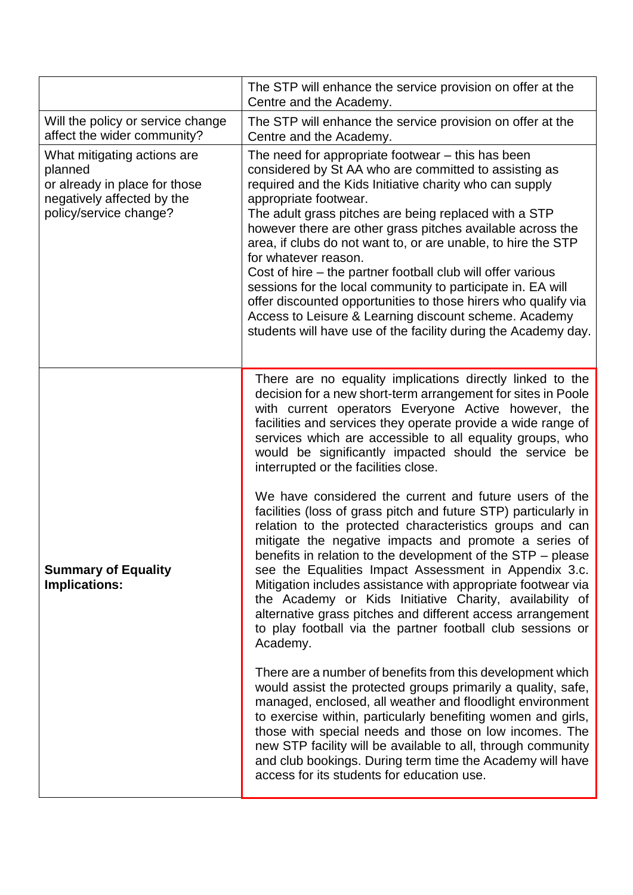| | |
|---|---|
| | The STP will enhance the service provision on offer at the Centre and the Academy. |
| Will the policy or service change affect the wider community? | The STP will enhance the service provision on offer at the Centre and the Academy. |
| What mitigating actions are planned or already in place for those negatively affected by the policy/service change? | The need for appropriate footwear – this has been considered by St AA who are committed to assisting as required and the Kids Initiative charity who can supply appropriate footwear.<br>The adult grass pitches are being replaced with a STP however there are other grass pitches available across the area, if clubs do not want to, or are unable, to hire the STP for whatever reason.<br>Cost of hire – the partner football club will offer various sessions for the local community to participate in. EA will offer discounted opportunities to those hirers who qualify via Access to Leisure & Learning discount scheme. Academy students will have use of the facility during the Academy day. |
| **Summary of Equality Implications:** | There are no equality implications directly linked to the decision for a new short-term arrangement for sites in Poole with current operators Everyone Active however, the facilities and services they operate provide a wide range of services which are accessible to all equality groups, who would be significantly impacted should the service be interrupted or the facilities close.<br><br>We have considered the current and future users of the facilities (loss of grass pitch and future STP) particularly in relation to the protected characteristics groups and can mitigate the negative impacts and promote a series of benefits in relation to the development of the STP – please see the Equalities Impact Assessment in Appendix 3.c. Mitigation includes assistance with appropriate footwear via the Academy or Kids Initiative Charity, availability of alternative grass pitches and different access arrangement to play football via the partner football club sessions or Academy.<br><br>There are a number of benefits from this development which would assist the protected groups primarily a quality, safe, managed, enclosed, all weather and floodlight environment to exercise within, particularly benefiting women and girls, those with special needs and those on low incomes. The new STP facility will be available to all, through community and club bookings. During term time the Academy will have access for its students for education use. |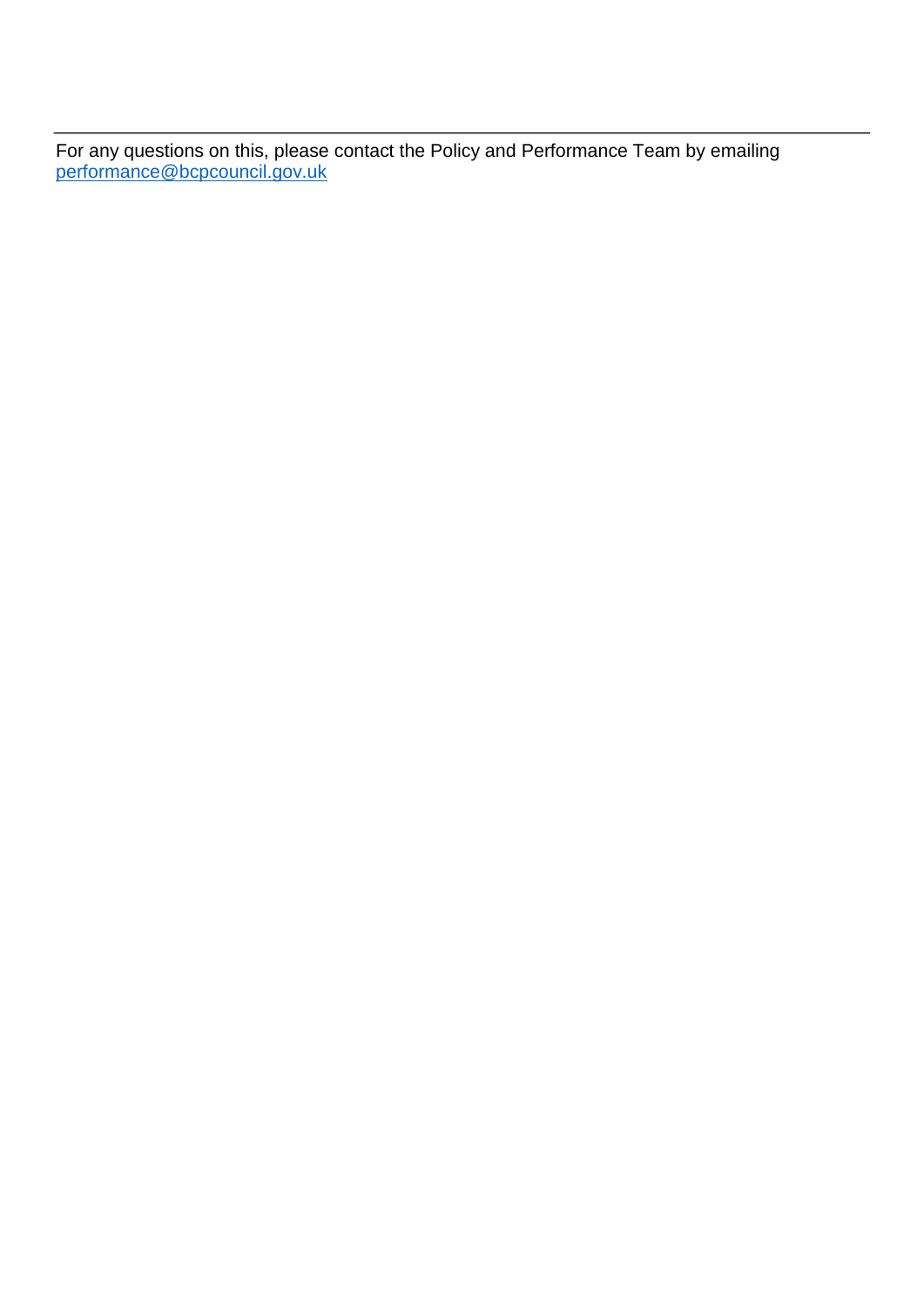---

For any questions on this, please contact the Policy and Performance Team by emailing [performance@bcpcouncil.gov.uk](mailto:performance@bcpcouncil.gov.uk)